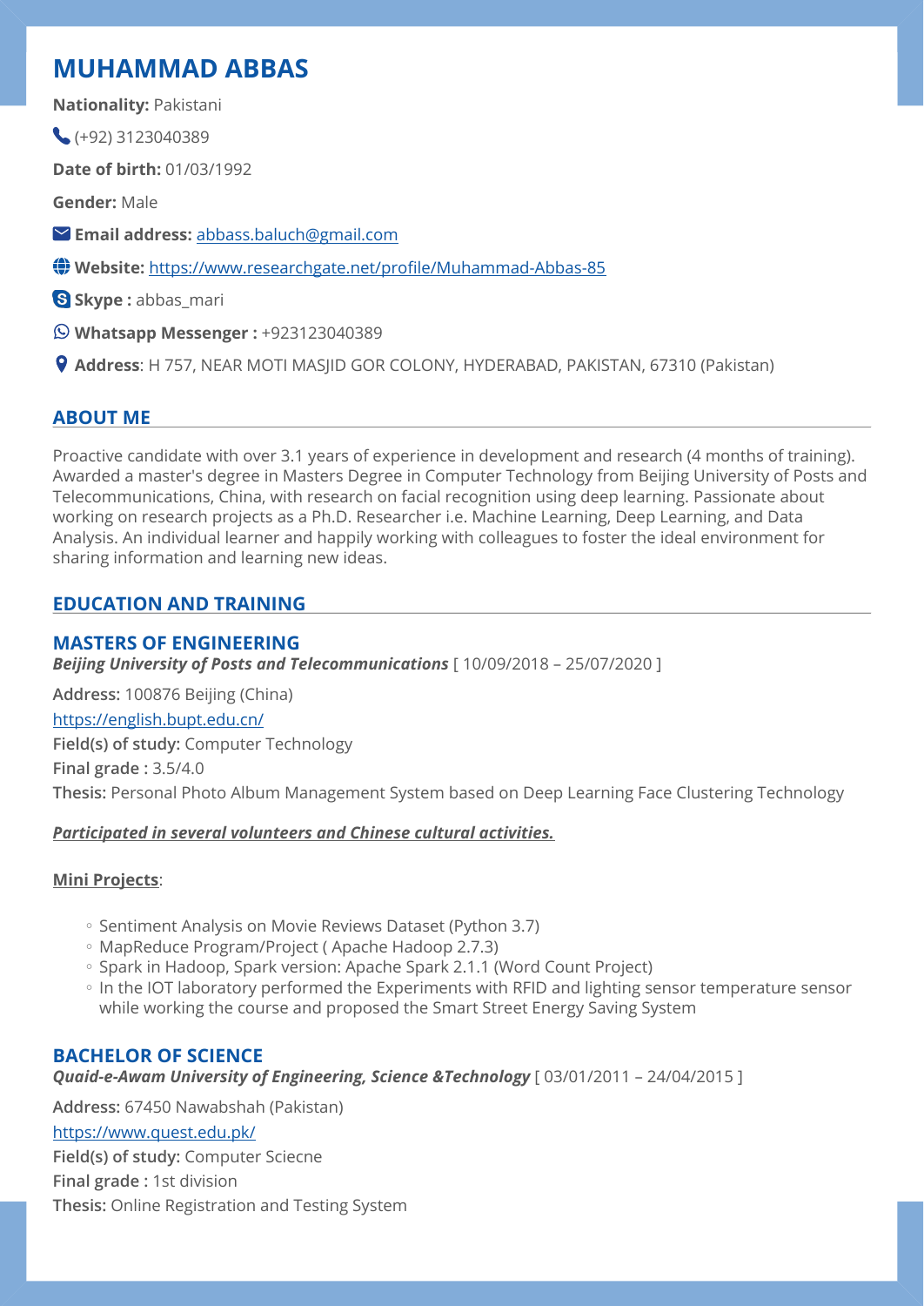# MUHAMMAD ABBAS

**Nationality:** Pakistani

(+92) 3123040389

**Date of birth:** 01/03/1992

**Gender:** Male

**Email address:** abbass.baluch@gmail.com

**Website:** https://www.researchgate.net/profile/Muhammad-Abbas-85

**Skype :** abbas_mari

**Whatsapp Messenger :** +923123040389

**Address**: H 757, NEAR MOTI MASJID GOR COLONY, HYDERABAD, PAKISTAN, 67310 (Pakistan)

## ABOUT ME

Proactive candidate with over 3.1 years of experience in development and research (4 months of training). Awarded a master's degree in Masters Degree in Computer Technology from Beijing University of Posts and Telecommunications, China, with research on facial recognition using deep learning. Passionate about working on research projects as a Ph.D. Researcher i.e. Machine Learning, Deep Learning, and Data Analysis. An individual learner and happily working with colleagues to foster the ideal environment for sharing information and learning new ideas.

## EDUCATION AND TRAINING

### MASTERS OF ENGINEERING

***Beijing University of Posts and Telecommunications*** [ 10/09/2018 – 25/07/2020 ]

**Address:** 100876 Beijing (China)

https://english.bupt.edu.cn/

**Field(s) of study:** Computer Technology

**Final grade :** 3.5/4.0

**Thesis:** Personal Photo Album Management System based on Deep Learning Face Clustering Technology

***Participated in several volunteers and Chinese cultural activities.***

**Mini Projects**:

- Sentiment Analysis on Movie Reviews Dataset (Python 3.7)
- MapReduce Program/Project ( Apache Hadoop 2.7.3)
- Spark in Hadoop, Spark version: Apache Spark 2.1.1 (Word Count Project)
- In the IOT laboratory performed the Experiments with RFID and lighting sensor temperature sensor while working the course and proposed the Smart Street Energy Saving System

### BACHELOR OF SCIENCE

***Quaid-e-Awam University of Engineering, Science &Technology*** [ 03/01/2011 – 24/04/2015 ]

**Address:** 67450 Nawabshah (Pakistan)

https://www.quest.edu.pk/

**Field(s) of study:** Computer Sciecne

**Final grade :** 1st division

**Thesis:** Online Registration and Testing System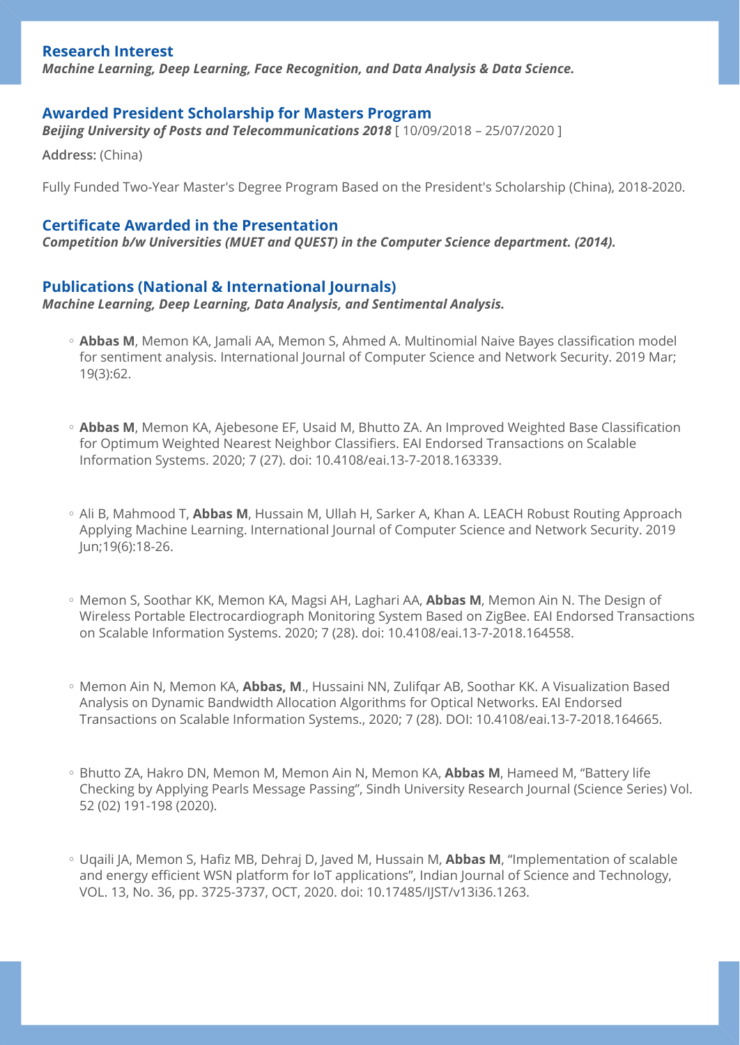## Research Interest

***Machine Learning, Deep Learning, Face Recognition, and Data Analysis & Data Science.***

## Awarded President Scholarship for Masters Program

***Beijing University of Posts and Telecommunications 2018*** [ 10/09/2018 – 25/07/2020 ]

**Address:** (China)

Fully Funded Two-Year Master's Degree Program Based on the President's Scholarship (China), 2018-2020.

## Certificate Awarded in the Presentation

***Competition b/w Universities (MUET and QUEST) in the Computer Science department. (2014).***

## Publications (National & International Journals)

***Machine Learning, Deep Learning, Data Analysis, and Sentimental Analysis.***

- **Abbas M**, Memon KA, Jamali AA, Memon S, Ahmed A. Multinomial Naive Bayes classification model for sentiment analysis. International Journal of Computer Science and Network Security. 2019 Mar; 19(3):62.

- **Abbas M**, Memon KA, Ajebesone EF, Usaid M, Bhutto ZA. An Improved Weighted Base Classification for Optimum Weighted Nearest Neighbor Classifiers. EAI Endorsed Transactions on Scalable Information Systems. 2020; 7 (27). doi: 10.4108/eai.13-7-2018.163339.

- Ali B, Mahmood T, **Abbas M**, Hussain M, Ullah H, Sarker A, Khan A. LEACH Robust Routing Approach Applying Machine Learning. International Journal of Computer Science and Network Security. 2019 Jun;19(6):18-26.

- Memon S, Soothar KK, Memon KA, Magsi AH, Laghari AA, **Abbas M**, Memon Ain N. The Design of Wireless Portable Electrocardiograph Monitoring System Based on ZigBee. EAI Endorsed Transactions on Scalable Information Systems. 2020; 7 (28). doi: 10.4108/eai.13-7-2018.164558.

- Memon Ain N, Memon KA, **Abbas, M**., Hussaini NN, Zulifqar AB, Soothar KK. A Visualization Based Analysis on Dynamic Bandwidth Allocation Algorithms for Optical Networks. EAI Endorsed Transactions on Scalable Information Systems., 2020; 7 (28). DOI: 10.4108/eai.13-7-2018.164665.

- Bhutto ZA, Hakro DN, Memon M, Memon Ain N, Memon KA, **Abbas M**, Hameed M, "Battery life Checking by Applying Pearls Message Passing", Sindh University Research Journal (Science Series) Vol. 52 (02) 191-198 (2020).

- Uqaili JA, Memon S, Hafiz MB, Dehraj D, Javed M, Hussain M, **Abbas M**, "Implementation of scalable and energy efficient WSN platform for IoT applications", Indian Journal of Science and Technology, VOL. 13, No. 36, pp. 3725-3737, OCT, 2020. doi: 10.17485/IJST/v13i36.1263.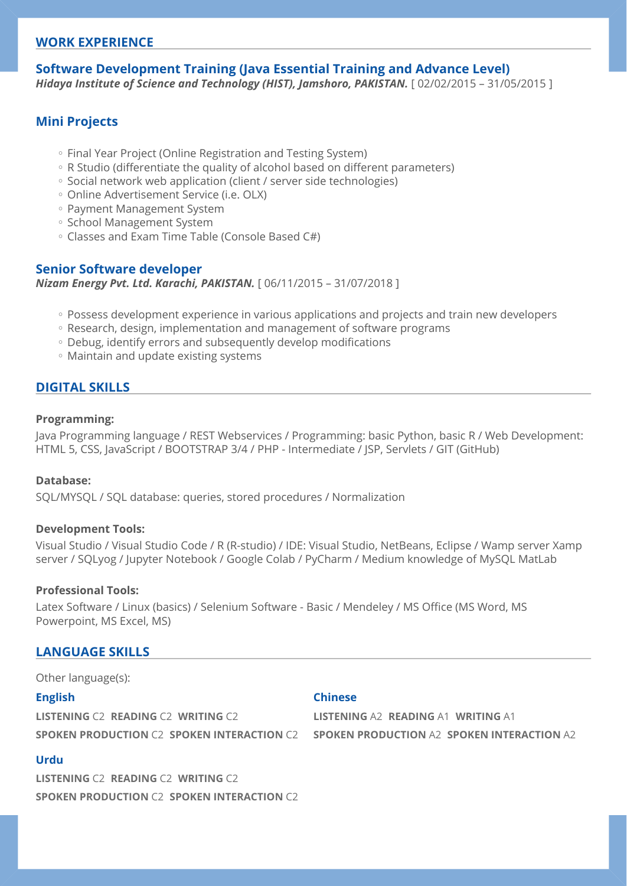## WORK EXPERIENCE

### Software Development Training (Java Essential Training and Advance Level)

***Hidaya Institute of Science and Technology (HIST), Jamshoro, PAKISTAN.*** [ 02/02/2015 – 31/05/2015 ]

### Mini Projects

- Final Year Project (Online Registration and Testing System)
- R Studio (differentiate the quality of alcohol based on different parameters)
- Social network web application (client / server side technologies)
- Online Advertisement Service (i.e. OLX)
- Payment Management System
- School Management System
- Classes and Exam Time Table (Console Based C#)

### Senior Software developer

***Nizam Energy Pvt. Ltd. Karachi, PAKISTAN.*** [ 06/11/2015 – 31/07/2018 ]

- Possess development experience in various applications and projects and train new developers
- Research, design, implementation and management of software programs
- Debug, identify errors and subsequently develop modifications
- Maintain and update existing systems

## DIGITAL SKILLS

**Programming:**

Java Programming language / REST Webservices / Programming: basic Python, basic R / Web Development: HTML 5, CSS, JavaScript / BOOTSTRAP 3/4 / PHP - Intermediate / JSP, Servlets / GIT (GitHub)

**Database:**

SQL/MYSQL / SQL database: queries, stored procedures / Normalization

**Development Tools:**

Visual Studio / Visual Studio Code / R (R-studio) / IDE: Visual Studio, NetBeans, Eclipse / Wamp server Xamp server / SQLyog / Jupyter Notebook / Google Colab / PyCharm / Medium knowledge of MySQL MatLab

**Professional Tools:**

Latex Software / Linux (basics) / Selenium Software - Basic / Mendeley / MS Office (MS Word, MS Powerpoint, MS Excel, MS)

## LANGUAGE SKILLS

Other language(s):

### English

**LISTENING** C2 **READING** C2 **WRITING** C2

**SPOKEN PRODUCTION** C2 **SPOKEN INTERACTION** C2

### Chinese

**LISTENING** A2 **READING** A1 **WRITING** A1

**SPOKEN PRODUCTION** A2 **SPOKEN INTERACTION** A2

### Urdu

**LISTENING** C2 **READING** C2 **WRITING** C2

**SPOKEN PRODUCTION** C2 **SPOKEN INTERACTION** C2